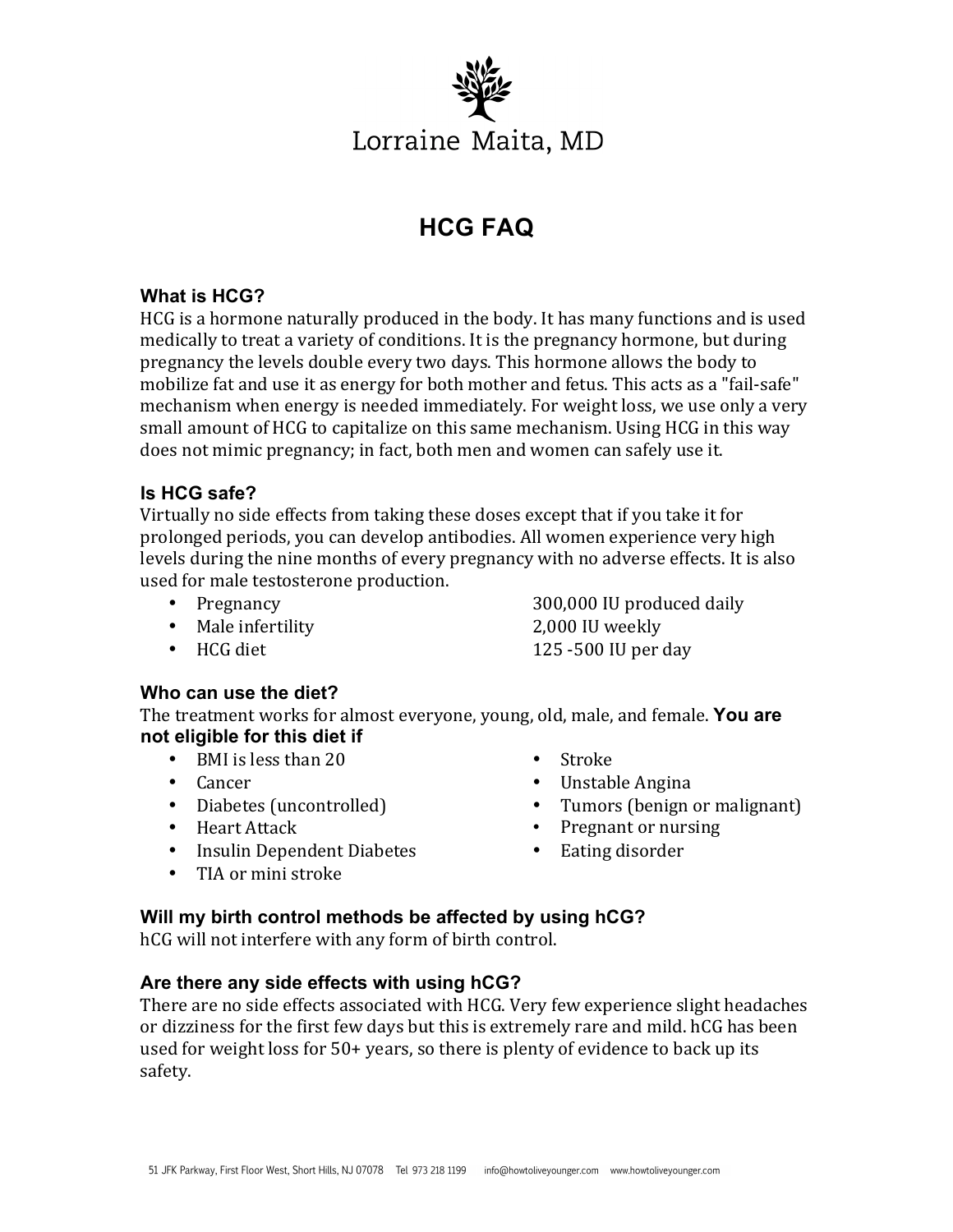# Lorraine Maita, MD

## HCG FAQ

### What is HCG?

HCG is a hormone naturally produced in the body. It has many functions and is used medically to treat a variety of conditions. It is the pregnancy hormone, but during pregnancy the levels double every two days. This hormone allows the body to mobilize fat and use it as energy for both mother and fetus. This acts as a "fail-safe" mechanism when energy is needed immediately. For weight loss, we use only a very small amount of HCG to capitalize on this same mechanism. Using HCG in this way does not mimic pregnancy; in fact, both men and women can safely use it.

### Is HCG safe?

Virtually no side effects from taking these doses except that if you take it for prolonged periods, you can develop antibodies. All women experience very high levels during the nine months of every pregnancy with no adverse effects. It is also used for male testosterone production.

- Pregnancy — 300,000 IU produced daily
- Male infertility — 2,000 IU weekly
- HCG diet — 125 -500 IU per day

### Who can use the diet?

The treatment works for almost everyone, young, old, male, and female. **You are not eligible for this diet if**

- BMI is less than 20
- Cancer
- Diabetes (uncontrolled)
- Heart Attack
- Insulin Dependent Diabetes
- TIA or mini stroke
- Stroke
- Unstable Angina
- Tumors (benign or malignant)
- Pregnant or nursing
- Eating disorder

### Will my birth control methods be affected by using hCG?

hCG will not interfere with any form of birth control.

### Are there any side effects with using hCG?

There are no side effects associated with HCG. Very few experience slight headaches or dizziness for the first few days but this is extremely rare and mild. hCG has been used for weight loss for 50+ years, so there is plenty of evidence to back up its safety.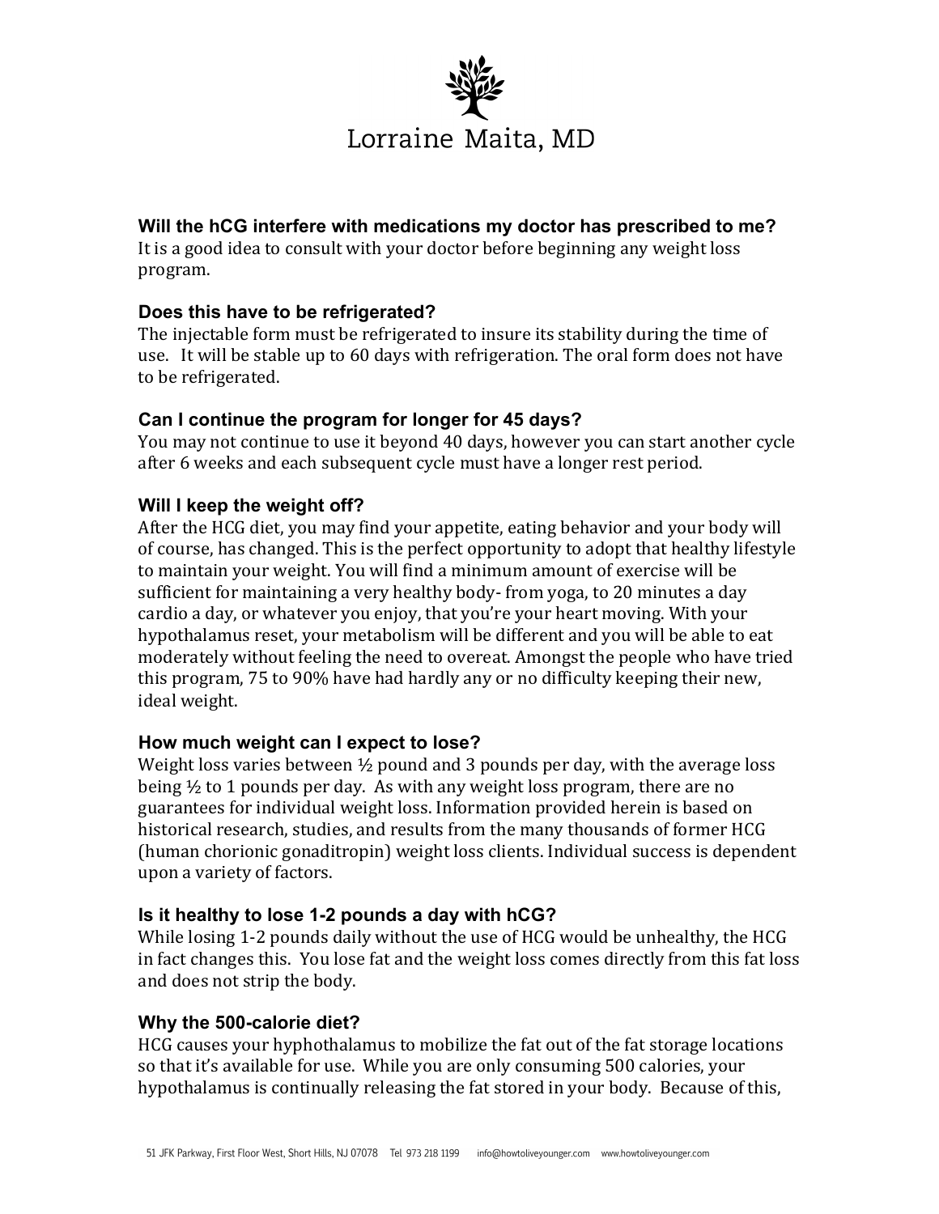Will the hCG interfere with medications my doctor has prescribed to me?

It is a good idea to consult with your doctor before beginning any weight loss program.

### Does this have to be refrigerated?

The injectable form must be refrigerated to insure its stability during the time of use. It will be stable up to 60 days with refrigeration. The oral form does not have to be refrigerated.

### Can I continue the program for longer for 45 days?

You may not continue to use it beyond 40 days, however you can start another cycle after 6 weeks and each subsequent cycle must have a longer rest period.

### Will I keep the weight off?

After the HCG diet, you may find your appetite, eating behavior and your body will of course, has changed. This is the perfect opportunity to adopt that healthy lifestyle to maintain your weight. You will find a minimum amount of exercise will be sufficient for maintaining a very healthy body- from yoga, to 20 minutes a day cardio a day, or whatever you enjoy, that you're your heart moving. With your hypothalamus reset, your metabolism will be different and you will be able to eat moderately without feeling the need to overeat. Amongst the people who have tried this program, 75 to 90% have had hardly any or no difficulty keeping their new, ideal weight.

### How much weight can I expect to lose?

Weight loss varies between ½ pound and 3 pounds per day, with the average loss being ½ to 1 pounds per day. As with any weight loss program, there are no guarantees for individual weight loss. Information provided herein is based on historical research, studies, and results from the many thousands of former HCG (human chorionic gonaditropin) weight loss clients. Individual success is dependent upon a variety of factors.

### Is it healthy to lose 1-2 pounds a day with hCG?

While losing 1-2 pounds daily without the use of HCG would be unhealthy, the HCG in fact changes this. You lose fat and the weight loss comes directly from this fat loss and does not strip the body.

### Why the 500-calorie diet?

HCG causes your hyphothalamus to mobilize the fat out of the fat storage locations so that it's available for use. While you are only consuming 500 calories, your hypothalamus is continually releasing the fat stored in your body. Because of this,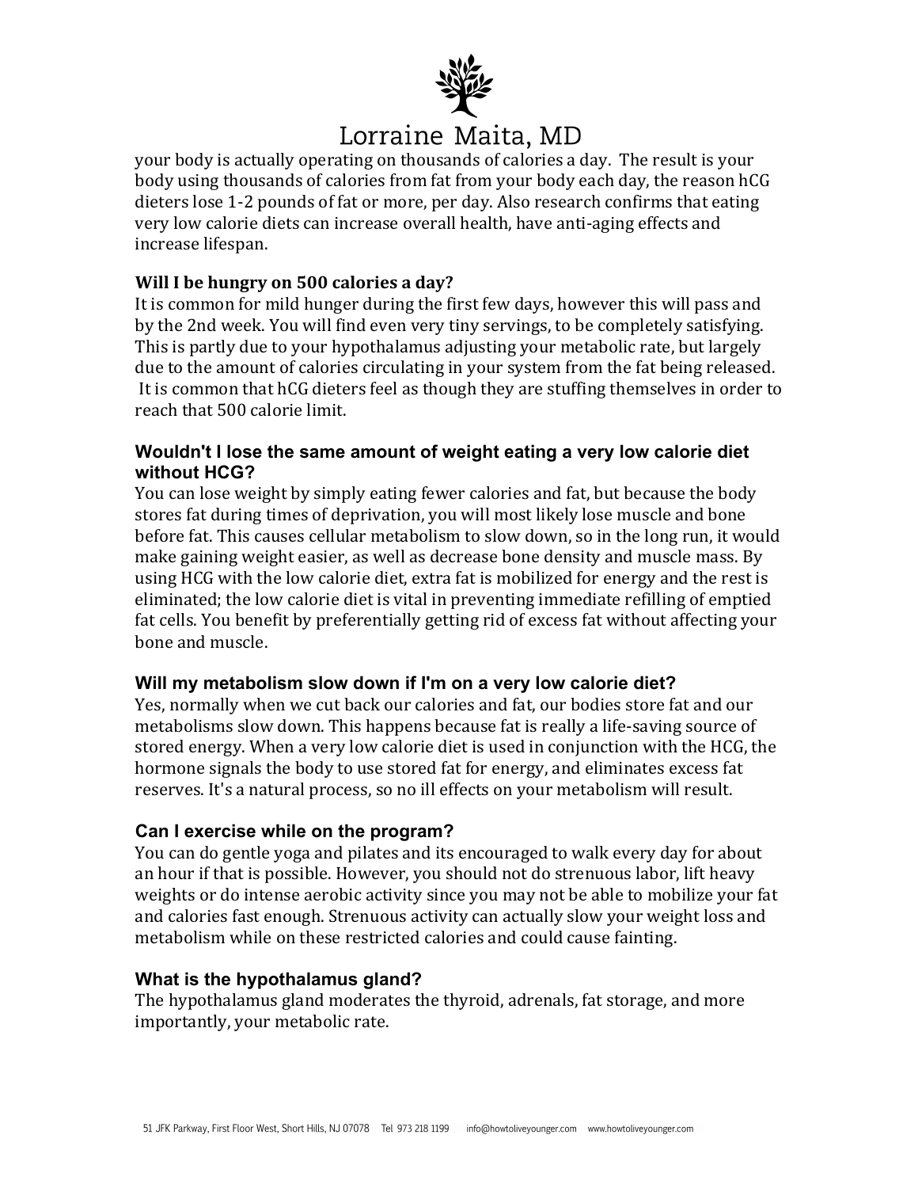your body is actually operating on thousands of calories a day. The result is your body using thousands of calories from fat from your body each day, the reason hCG dieters lose 1-2 pounds of fat or more, per day. Also research confirms that eating very low calorie diets can increase overall health, have anti-aging effects and increase lifespan.

### Will I be hungry on 500 calories a day?

It is common for mild hunger during the first few days, however this will pass and by the 2nd week. You will find even very tiny servings, to be completely satisfying. This is partly due to your hypothalamus adjusting your metabolic rate, but largely due to the amount of calories circulating in your system from the fat being released. It is common that hCG dieters feel as though they are stuffing themselves in order to reach that 500 calorie limit.

### Wouldn't I lose the same amount of weight eating a very low calorie diet without HCG?

You can lose weight by simply eating fewer calories and fat, but because the body stores fat during times of deprivation, you will most likely lose muscle and bone before fat. This causes cellular metabolism to slow down, so in the long run, it would make gaining weight easier, as well as decrease bone density and muscle mass. By using HCG with the low calorie diet, extra fat is mobilized for energy and the rest is eliminated; the low calorie diet is vital in preventing immediate refilling of emptied fat cells. You benefit by preferentially getting rid of excess fat without affecting your bone and muscle.

### Will my metabolism slow down if I'm on a very low calorie diet?

Yes, normally when we cut back our calories and fat, our bodies store fat and our metabolisms slow down. This happens because fat is really a life-saving source of stored energy. When a very low calorie diet is used in conjunction with the HCG, the hormone signals the body to use stored fat for energy, and eliminates excess fat reserves. It's a natural process, so no ill effects on your metabolism will result.

### Can I exercise while on the program?

You can do gentle yoga and pilates and its encouraged to walk every day for about an hour if that is possible. However, you should not do strenuous labor, lift heavy weights or do intense aerobic activity since you may not be able to mobilize your fat and calories fast enough. Strenuous activity can actually slow your weight loss and metabolism while on these restricted calories and could cause fainting.

### What is the hypothalamus gland?

The hypothalamus gland moderates the thyroid, adrenals, fat storage, and more importantly, your metabolic rate.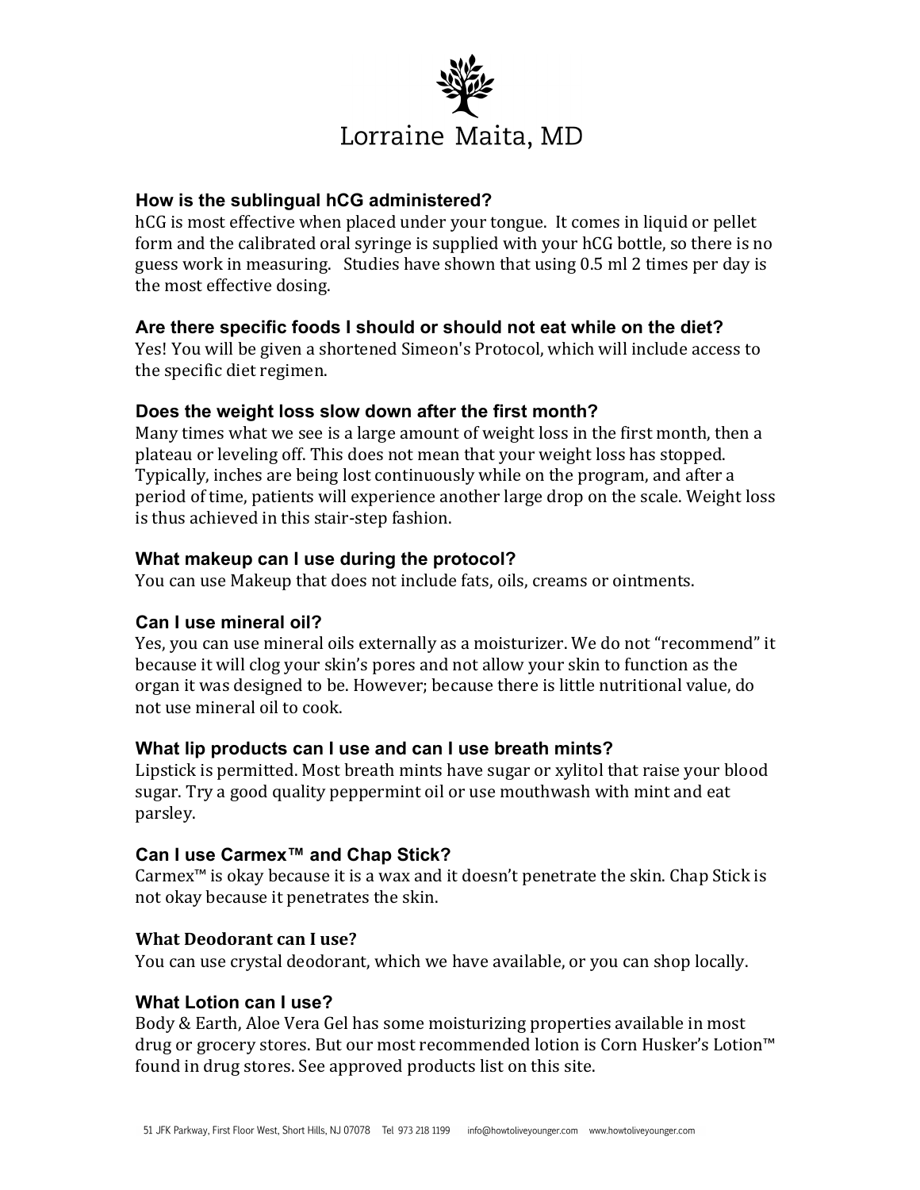# Lorraine Maita, MD

### How is the sublingual hCG administered?

hCG is most effective when placed under your tongue. It comes in liquid or pellet form and the calibrated oral syringe is supplied with your hCG bottle, so there is no guess work in measuring. Studies have shown that using 0.5 ml 2 times per day is the most effective dosing.

### Are there specific foods I should or should not eat while on the diet?

Yes! You will be given a shortened Simeon's Protocol, which will include access to the specific diet regimen.

### Does the weight loss slow down after the first month?

Many times what we see is a large amount of weight loss in the first month, then a plateau or leveling off. This does not mean that your weight loss has stopped. Typically, inches are being lost continuously while on the program, and after a period of time, patients will experience another large drop on the scale. Weight loss is thus achieved in this stair-step fashion.

### What makeup can I use during the protocol?

You can use Makeup that does not include fats, oils, creams or ointments.

### Can I use mineral oil?

Yes, you can use mineral oils externally as a moisturizer. We do not "recommend" it because it will clog your skin's pores and not allow your skin to function as the organ it was designed to be. However; because there is little nutritional value, do not use mineral oil to cook.

### What lip products can I use and can I use breath mints?

Lipstick is permitted. Most breath mints have sugar or xylitol that raise your blood sugar. Try a good quality peppermint oil or use mouthwash with mint and eat parsley.

### Can I use Carmex™ and Chap Stick?

Carmex™ is okay because it is a wax and it doesn't penetrate the skin. Chap Stick is not okay because it penetrates the skin.

### What Deodorant can I use?

You can use crystal deodorant, which we have available, or you can shop locally.

### What Lotion can I use?

Body & Earth, Aloe Vera Gel has some moisturizing properties available in most drug or grocery stores. But our most recommended lotion is Corn Husker's Lotion™ found in drug stores. See approved products list on this site.

51 JFK Parkway, First Floor West, Short Hills, NJ 07078 Tel 973 218 1199 info@howtoliveyounger.com www.howtoliveyounger.com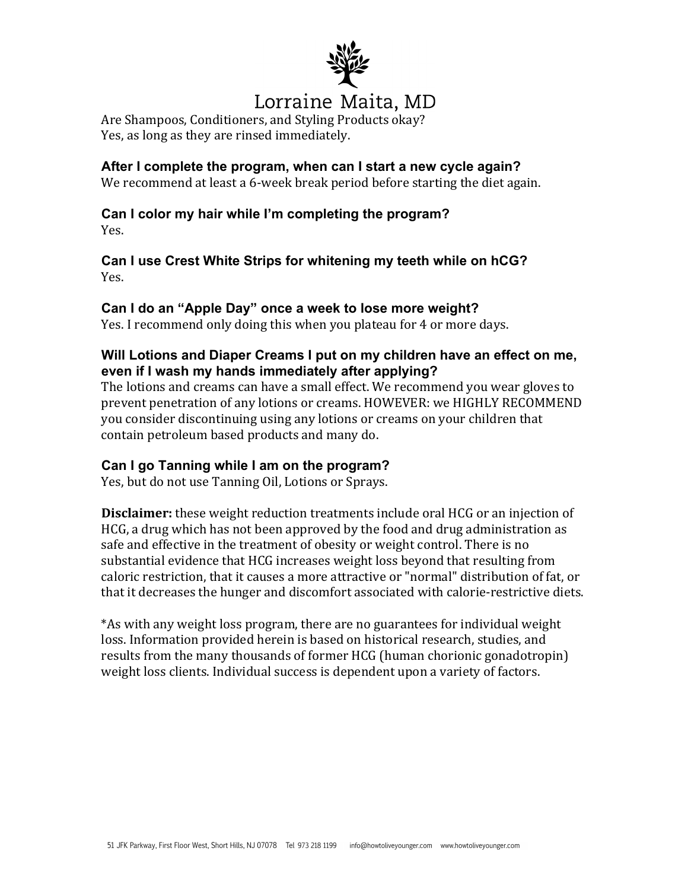Are Shampoos, Conditioners, and Styling Products okay?
Yes, as long as they are rinsed immediately.

**After I complete the program, when can I start a new cycle again?**
We recommend at least a 6-week break period before starting the diet again.

**Can I color my hair while I'm completing the program?**
Yes.

**Can I use Crest White Strips for whitening my teeth while on hCG?**
Yes.

**Can I do an "Apple Day" once a week to lose more weight?**
Yes. I recommend only doing this when you plateau for 4 or more days.

**Will Lotions and Diaper Creams I put on my children have an effect on me, even if I wash my hands immediately after applying?**
The lotions and creams can have a small effect. We recommend you wear gloves to prevent penetration of any lotions or creams. HOWEVER: we HIGHLY RECOMMEND you consider discontinuing using any lotions or creams on your children that contain petroleum based products and many do.

**Can I go Tanning while I am on the program?**
Yes, but do not use Tanning Oil, Lotions or Sprays.

**Disclaimer:** these weight reduction treatments include oral HCG or an injection of HCG, a drug which has not been approved by the food and drug administration as safe and effective in the treatment of obesity or weight control. There is no substantial evidence that HCG increases weight loss beyond that resulting from caloric restriction, that it causes a more attractive or "normal" distribution of fat, or that it decreases the hunger and discomfort associated with calorie-restrictive diets.

*As with any weight loss program, there are no guarantees for individual weight loss. Information provided herein is based on historical research, studies, and results from the many thousands of former HCG (human chorionic gonadotropin) weight loss clients. Individual success is dependent upon a variety of factors.